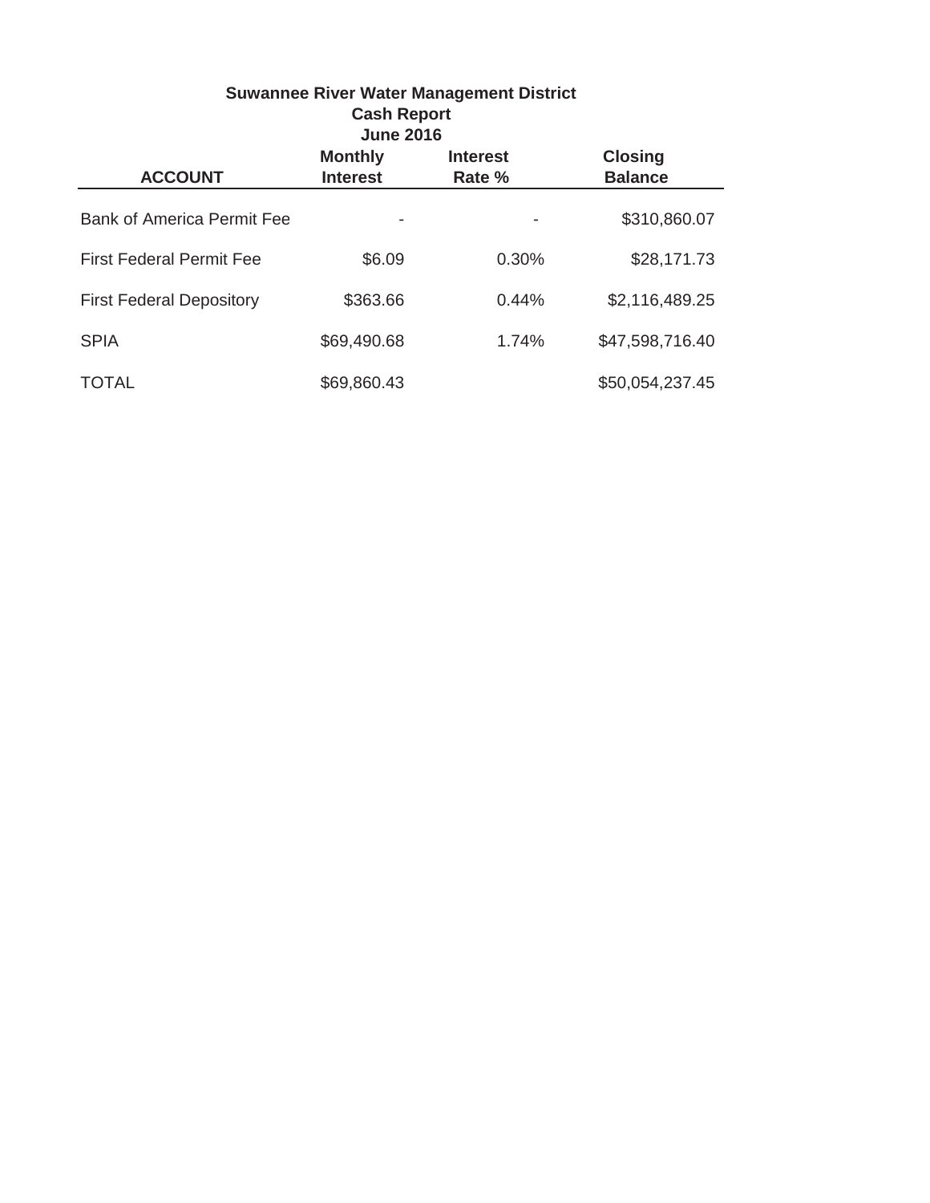# Suwannee River Water Management District
## Cash Report
### June 2016

| ACCOUNT | Monthly Interest | Interest Rate % | Closing Balance |
|---|---|---|---|
| Bank of America Permit Fee | - | - | $310,860.07 |
| First Federal Permit Fee | $6.09 | 0.30% | $28,171.73 |
| First Federal Depository | $363.66 | 0.44% | $2,116,489.25 |
| SPIA | $69,490.68 | 1.74% | $47,598,716.40 |
| TOTAL | $69,860.43 | | $50,054,237.45 |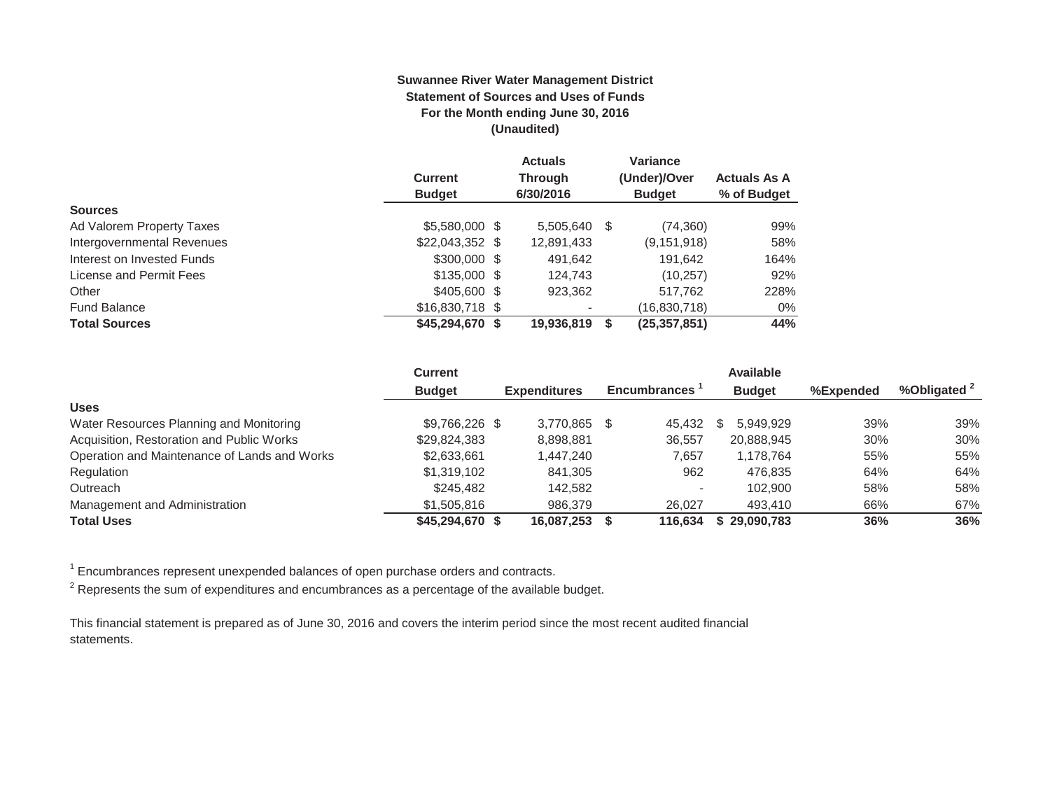**Suwannee River Water Management District**
**Statement of Sources and Uses of Funds**
**For the Month ending June 30, 2016**
**(Unaudited)**

| | Current Budget | Actuals Through 6/30/2016 | Variance (Under)/Over Budget | Actuals As A % of Budget |
|---|---|---|---|---|
| **Sources** | | | | |
| Ad Valorem Property Taxes | $5,580,000 | $ 5,505,640 | $ (74,360) | 99% |
| Intergovernmental Revenues | $22,043,352 | $ 12,891,433 | (9,151,918) | 58% |
| Interest on Invested Funds | $300,000 | $ 491,642 | 191,642 | 164% |
| License and Permit Fees | $135,000 | $ 124,743 | (10,257) | 92% |
| Other | $405,600 | $ 923,362 | 517,762 | 228% |
| Fund Balance | $16,830,718 | $ - | (16,830,718) | 0% |
| **Total Sources** | **$45,294,670** | **$ 19,936,819** | **$ (25,357,851)** | **44%** |

| | Current Budget | Expenditures | Encumbrances [1] | Available Budget | %Expended | %Obligated [2] |
|---|---|---|---|---|---|---|
| **Uses** | | | | | | |
| Water Resources Planning and Monitoring | $9,766,226 | $ 3,770,865 | $ 45,432 | $ 5,949,929 | 39% | 39% |
| Acquisition, Restoration and Public Works | $29,824,383 | 8,898,881 | 36,557 | 20,888,945 | 30% | 30% |
| Operation and Maintenance of Lands and Works | $2,633,661 | 1,447,240 | 7,657 | 1,178,764 | 55% | 55% |
| Regulation | $1,319,102 | 841,305 | 962 | 476,835 | 64% | 64% |
| Outreach | $245,482 | 142,582 | - | 102,900 | 58% | 58% |
| Management and Administration | $1,505,816 | 986,379 | 26,027 | 493,410 | 66% | 67% |
| **Total Uses** | **$45,294,670** | **$ 16,087,253** | **$ 116,634** | **$ 29,090,783** | **36%** | **36%** |

[1] Encumbrances represent unexpended balances of open purchase orders and contracts.

[2] Represents the sum of expenditures and encumbrances as a percentage of the available budget.

This financial statement is prepared as of June 30, 2016 and covers the interim period since the most recent audited financial statements.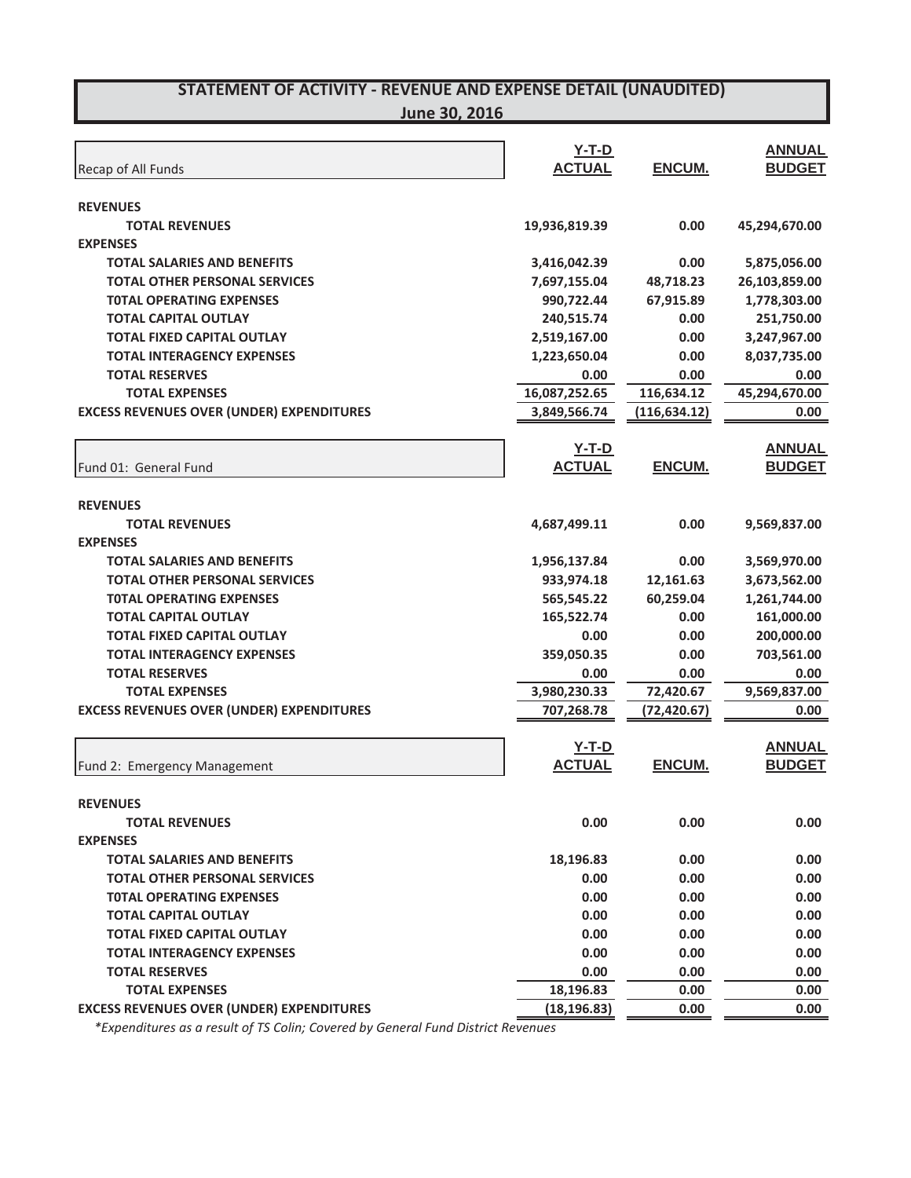# STATEMENT OF ACTIVITY - REVENUE AND EXPENSE DETAIL (UNAUDITED)

## June 30, 2016

| Recap of All Funds | Y-T-D ACTUAL | ENCUM. | ANNUAL BUDGET |
|---|---|---|---|
| **REVENUES** | | | |
| **TOTAL REVENUES** | 19,936,819.39 | 0.00 | 45,294,670.00 |
| **EXPENSES** | | | |
| **TOTAL SALARIES AND BENEFITS** | 3,416,042.39 | 0.00 | 5,875,056.00 |
| **TOTAL OTHER PERSONAL SERVICES** | 7,697,155.04 | 48,718.23 | 26,103,859.00 |
| **T0TAL OPERATING EXPENSES** | 990,722.44 | 67,915.89 | 1,778,303.00 |
| **TOTAL CAPITAL OUTLAY** | 240,515.74 | 0.00 | 251,750.00 |
| **TOTAL FIXED CAPITAL OUTLAY** | 2,519,167.00 | 0.00 | 3,247,967.00 |
| **TOTAL INTERAGENCY EXPENSES** | 1,223,650.04 | 0.00 | 8,037,735.00 |
| **TOTAL RESERVES** | 0.00 | 0.00 | 0.00 |
| **TOTAL EXPENSES** | 16,087,252.65 | 116,634.12 | 45,294,670.00 |
| **EXCESS REVENUES OVER (UNDER) EXPENDITURES** | 3,849,566.74 | (116,634.12) | 0.00 |

| Fund 01: General Fund | Y-T-D ACTUAL | ENCUM. | ANNUAL BUDGET |
|---|---|---|---|
| **REVENUES** | | | |
| **TOTAL REVENUES** | 4,687,499.11 | 0.00 | 9,569,837.00 |
| **EXPENSES** | | | |
| **TOTAL SALARIES AND BENEFITS** | 1,956,137.84 | 0.00 | 3,569,970.00 |
| **TOTAL OTHER PERSONAL SERVICES** | 933,974.18 | 12,161.63 | 3,673,562.00 |
| **T0TAL OPERATING EXPENSES** | 565,545.22 | 60,259.04 | 1,261,744.00 |
| **TOTAL CAPITAL OUTLAY** | 165,522.74 | 0.00 | 161,000.00 |
| **TOTAL FIXED CAPITAL OUTLAY** | 0.00 | 0.00 | 200,000.00 |
| **TOTAL INTERAGENCY EXPENSES** | 359,050.35 | 0.00 | 703,561.00 |
| **TOTAL RESERVES** | 0.00 | 0.00 | 0.00 |
| **TOTAL EXPENSES** | 3,980,230.33 | 72,420.67 | 9,569,837.00 |
| **EXCESS REVENUES OVER (UNDER) EXPENDITURES** | 707,268.78 | (72,420.67) | 0.00 |

| Fund 2: Emergency Management | Y-T-D ACTUAL | ENCUM. | ANNUAL BUDGET |
|---|---|---|---|
| **REVENUES** | | | |
| **TOTAL REVENUES** | 0.00 | 0.00 | 0.00 |
| **EXPENSES** | | | |
| **TOTAL SALARIES AND BENEFITS** | 18,196.83 | 0.00 | 0.00 |
| **TOTAL OTHER PERSONAL SERVICES** | 0.00 | 0.00 | 0.00 |
| **T0TAL OPERATING EXPENSES** | 0.00 | 0.00 | 0.00 |
| **TOTAL CAPITAL OUTLAY** | 0.00 | 0.00 | 0.00 |
| **TOTAL FIXED CAPITAL OUTLAY** | 0.00 | 0.00 | 0.00 |
| **TOTAL INTERAGENCY EXPENSES** | 0.00 | 0.00 | 0.00 |
| **TOTAL RESERVES** | 0.00 | 0.00 | 0.00 |
| **TOTAL EXPENSES** | 18,196.83 | 0.00 | 0.00 |
| **EXCESS REVENUES OVER (UNDER) EXPENDITURES** | (18,196.83) | 0.00 | 0.00 |

*\*Expenditures as a result of TS Colin; Covered by General Fund District Revenues*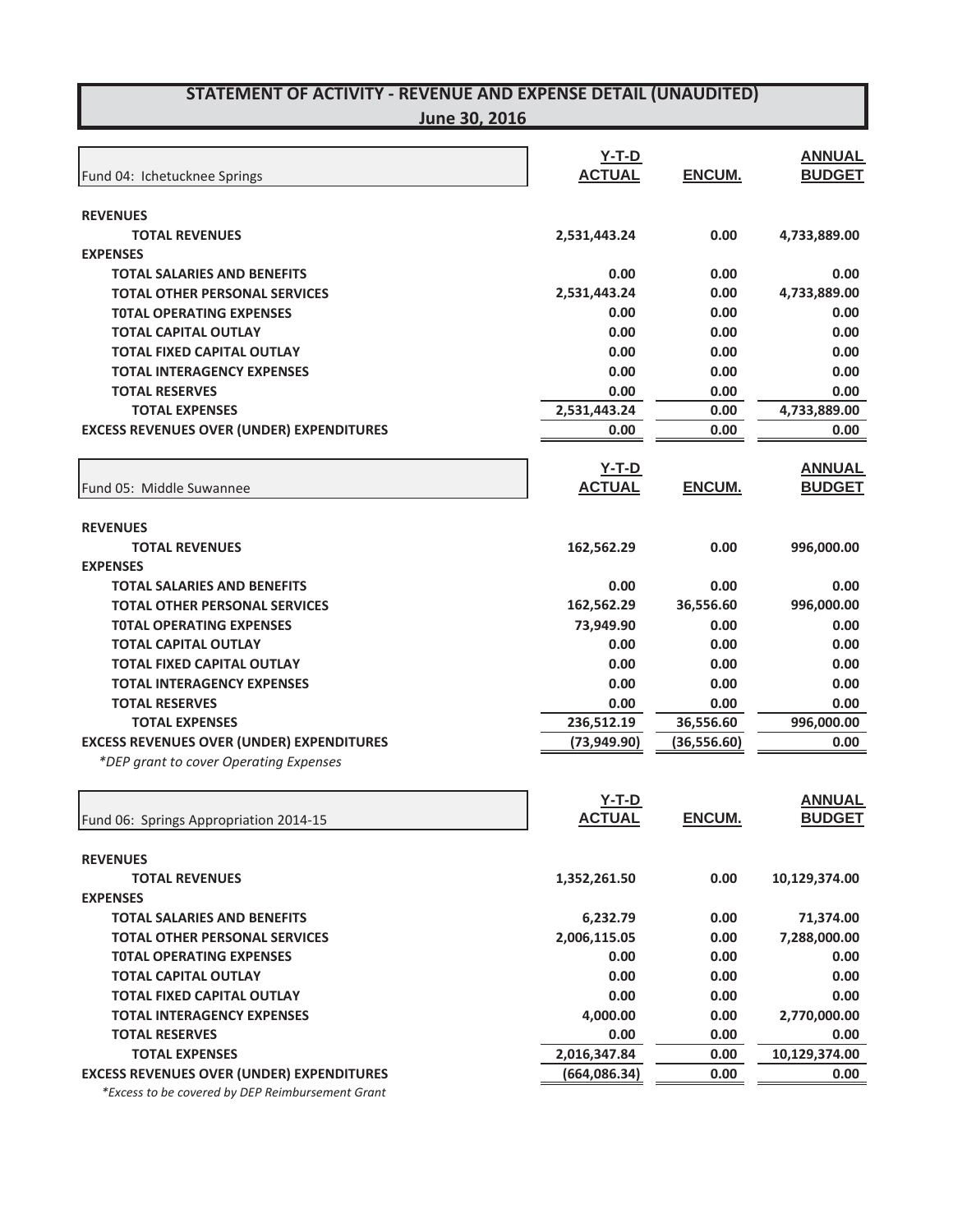# STATEMENT OF ACTIVITY - REVENUE AND EXPENSE DETAIL (UNAUDITED)

## June 30, 2016

| Fund 04: Ichetucknee Springs | Y-T-D ACTUAL | ENCUM. | ANNUAL BUDGET |
|---|---|---|---|
| **REVENUES** | | | |
| **TOTAL REVENUES** | **2,531,443.24** | **0.00** | **4,733,889.00** |
| **EXPENSES** | | | |
| **TOTAL SALARIES AND BENEFITS** | **0.00** | **0.00** | **0.00** |
| **TOTAL OTHER PERSONAL SERVICES** | **2,531,443.24** | **0.00** | **4,733,889.00** |
| **T0TAL OPERATING EXPENSES** | **0.00** | **0.00** | **0.00** |
| **TOTAL CAPITAL OUTLAY** | **0.00** | **0.00** | **0.00** |
| **TOTAL FIXED CAPITAL OUTLAY** | **0.00** | **0.00** | **0.00** |
| **TOTAL INTERAGENCY EXPENSES** | **0.00** | **0.00** | **0.00** |
| **TOTAL RESERVES** | **0.00** | **0.00** | **0.00** |
| **TOTAL EXPENSES** | **2,531,443.24** | **0.00** | **4,733,889.00** |
| **EXCESS REVENUES OVER (UNDER) EXPENDITURES** | **0.00** | **0.00** | **0.00** |

| Fund 05: Middle Suwannee | Y-T-D ACTUAL | ENCUM. | ANNUAL BUDGET |
|---|---|---|---|
| **REVENUES** | | | |
| **TOTAL REVENUES** | **162,562.29** | **0.00** | **996,000.00** |
| **EXPENSES** | | | |
| **TOTAL SALARIES AND BENEFITS** | **0.00** | **0.00** | **0.00** |
| **TOTAL OTHER PERSONAL SERVICES** | **162,562.29** | **36,556.60** | **996,000.00** |
| **T0TAL OPERATING EXPENSES** | **73,949.90** | **0.00** | **0.00** |
| **TOTAL CAPITAL OUTLAY** | **0.00** | **0.00** | **0.00** |
| **TOTAL FIXED CAPITAL OUTLAY** | **0.00** | **0.00** | **0.00** |
| **TOTAL INTERAGENCY EXPENSES** | **0.00** | **0.00** | **0.00** |
| **TOTAL RESERVES** | **0.00** | **0.00** | **0.00** |
| **TOTAL EXPENSES** | **236,512.19** | **36,556.60** | **996,000.00** |
| **EXCESS REVENUES OVER (UNDER) EXPENDITURES** | **(73,949.90)** | **(36,556.60)** | **0.00** |

*\*DEP grant to cover Operating Expenses*

| Fund 06: Springs Appropriation 2014-15 | Y-T-D ACTUAL | ENCUM. | ANNUAL BUDGET |
|---|---|---|---|
| **REVENUES** | | | |
| **TOTAL REVENUES** | **1,352,261.50** | **0.00** | **10,129,374.00** |
| **EXPENSES** | | | |
| **TOTAL SALARIES AND BENEFITS** | **6,232.79** | **0.00** | **71,374.00** |
| **TOTAL OTHER PERSONAL SERVICES** | **2,006,115.05** | **0.00** | **7,288,000.00** |
| **T0TAL OPERATING EXPENSES** | **0.00** | **0.00** | **0.00** |
| **TOTAL CAPITAL OUTLAY** | **0.00** | **0.00** | **0.00** |
| **TOTAL FIXED CAPITAL OUTLAY** | **0.00** | **0.00** | **0.00** |
| **TOTAL INTERAGENCY EXPENSES** | **4,000.00** | **0.00** | **2,770,000.00** |
| **TOTAL RESERVES** | **0.00** | **0.00** | **0.00** |
| **TOTAL EXPENSES** | **2,016,347.84** | **0.00** | **10,129,374.00** |
| **EXCESS REVENUES OVER (UNDER) EXPENDITURES** | **(664,086.34)** | **0.00** | **0.00** |

*\*Excess to be covered by DEP Reimbursement Grant*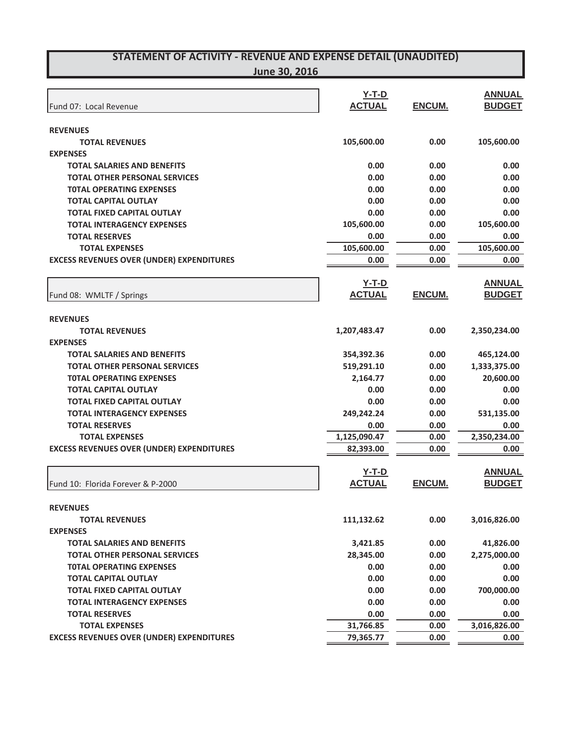# STATEMENT OF ACTIVITY - REVENUE AND EXPENSE DETAIL (UNAUDITED)

## June 30, 2016

| Fund 07: Local Revenue | Y-T-D ACTUAL | ENCUM. | ANNUAL BUDGET |
|---|---|---|---|
| **REVENUES** | | | |
| **TOTAL REVENUES** | 105,600.00 | 0.00 | 105,600.00 |
| **EXPENSES** | | | |
| **TOTAL SALARIES AND BENEFITS** | 0.00 | 0.00 | 0.00 |
| **TOTAL OTHER PERSONAL SERVICES** | 0.00 | 0.00 | 0.00 |
| **T0TAL OPERATING EXPENSES** | 0.00 | 0.00 | 0.00 |
| **TOTAL CAPITAL OUTLAY** | 0.00 | 0.00 | 0.00 |
| **TOTAL FIXED CAPITAL OUTLAY** | 0.00 | 0.00 | 0.00 |
| **TOTAL INTERAGENCY EXPENSES** | 105,600.00 | 0.00 | 105,600.00 |
| **TOTAL RESERVES** | 0.00 | 0.00 | 0.00 |
| **TOTAL EXPENSES** | 105,600.00 | 0.00 | 105,600.00 |
| **EXCESS REVENUES OVER (UNDER) EXPENDITURES** | 0.00 | 0.00 | 0.00 |

| Fund 08: WMLTF / Springs | Y-T-D ACTUAL | ENCUM. | ANNUAL BUDGET |
|---|---|---|---|
| **REVENUES** | | | |
| **TOTAL REVENUES** | 1,207,483.47 | 0.00 | 2,350,234.00 |
| **EXPENSES** | | | |
| **TOTAL SALARIES AND BENEFITS** | 354,392.36 | 0.00 | 465,124.00 |
| **TOTAL OTHER PERSONAL SERVICES** | 519,291.10 | 0.00 | 1,333,375.00 |
| **T0TAL OPERATING EXPENSES** | 2,164.77 | 0.00 | 20,600.00 |
| **TOTAL CAPITAL OUTLAY** | 0.00 | 0.00 | 0.00 |
| **TOTAL FIXED CAPITAL OUTLAY** | 0.00 | 0.00 | 0.00 |
| **TOTAL INTERAGENCY EXPENSES** | 249,242.24 | 0.00 | 531,135.00 |
| **TOTAL RESERVES** | 0.00 | 0.00 | 0.00 |
| **TOTAL EXPENSES** | 1,125,090.47 | 0.00 | 2,350,234.00 |
| **EXCESS REVENUES OVER (UNDER) EXPENDITURES** | 82,393.00 | 0.00 | 0.00 |

| Fund 10: Florida Forever & P-2000 | Y-T-D ACTUAL | ENCUM. | ANNUAL BUDGET |
|---|---|---|---|
| **REVENUES** | | | |
| **TOTAL REVENUES** | 111,132.62 | 0.00 | 3,016,826.00 |
| **EXPENSES** | | | |
| **TOTAL SALARIES AND BENEFITS** | 3,421.85 | 0.00 | 41,826.00 |
| **TOTAL OTHER PERSONAL SERVICES** | 28,345.00 | 0.00 | 2,275,000.00 |
| **T0TAL OPERATING EXPENSES** | 0.00 | 0.00 | 0.00 |
| **TOTAL CAPITAL OUTLAY** | 0.00 | 0.00 | 0.00 |
| **TOTAL FIXED CAPITAL OUTLAY** | 0.00 | 0.00 | 700,000.00 |
| **TOTAL INTERAGENCY EXPENSES** | 0.00 | 0.00 | 0.00 |
| **TOTAL RESERVES** | 0.00 | 0.00 | 0.00 |
| **TOTAL EXPENSES** | 31,766.85 | 0.00 | 3,016,826.00 |
| **EXCESS REVENUES OVER (UNDER) EXPENDITURES** | 79,365.77 | 0.00 | 0.00 |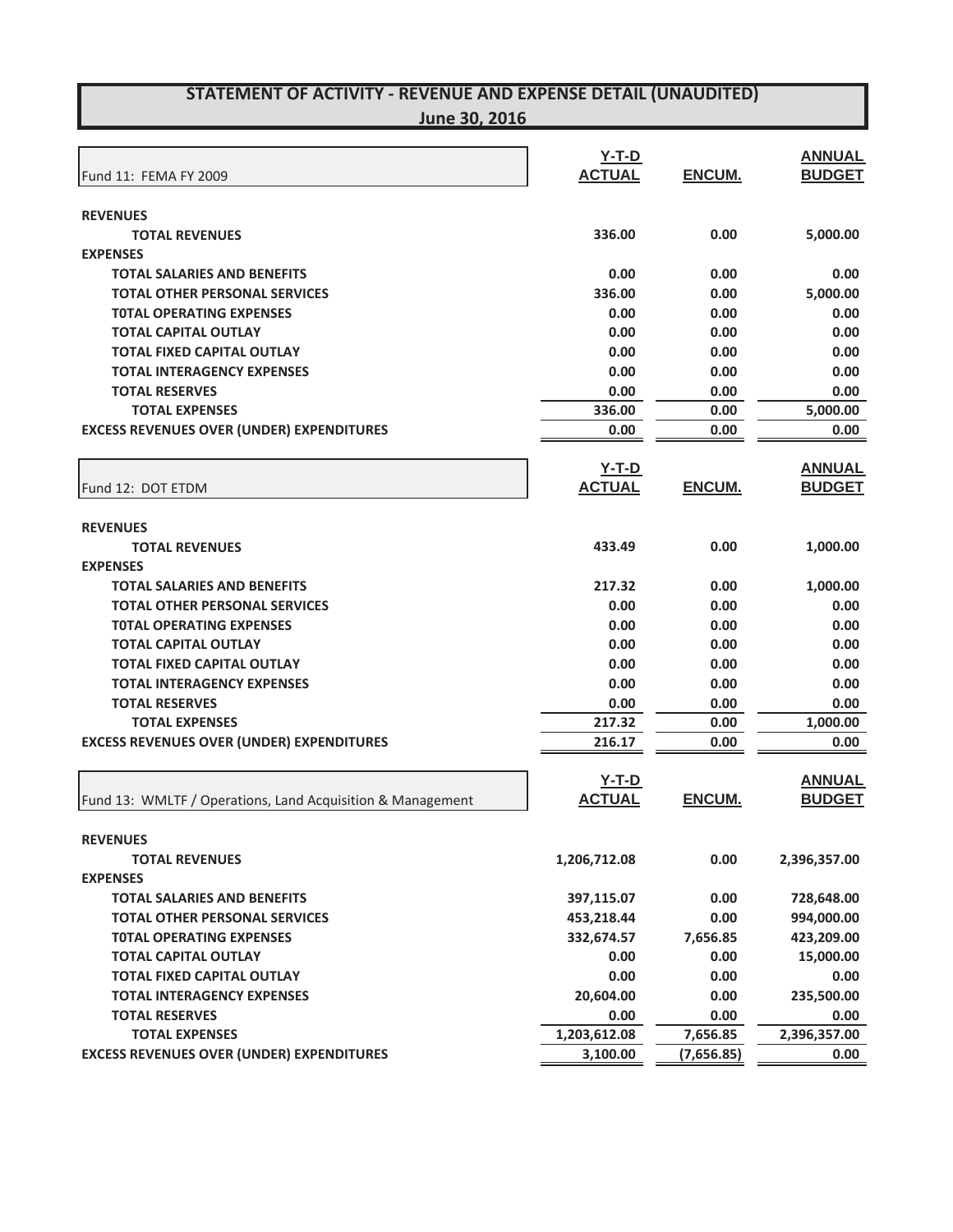## STATEMENT OF ACTIVITY - REVENUE AND EXPENSE DETAIL (UNAUDITED)
## June 30, 2016

| Fund 11: FEMA FY 2009 | Y-T-D ACTUAL | ENCUM. | ANNUAL BUDGET |
|---|---|---|---|
| **REVENUES** | | | |
| **TOTAL REVENUES** | 336.00 | 0.00 | 5,000.00 |
| **EXPENSES** | | | |
| **TOTAL SALARIES AND BENEFITS** | 0.00 | 0.00 | 0.00 |
| **TOTAL OTHER PERSONAL SERVICES** | 336.00 | 0.00 | 5,000.00 |
| **T0TAL OPERATING EXPENSES** | 0.00 | 0.00 | 0.00 |
| **TOTAL CAPITAL OUTLAY** | 0.00 | 0.00 | 0.00 |
| **TOTAL FIXED CAPITAL OUTLAY** | 0.00 | 0.00 | 0.00 |
| **TOTAL INTERAGENCY EXPENSES** | 0.00 | 0.00 | 0.00 |
| **TOTAL RESERVES** | 0.00 | 0.00 | 0.00 |
| **TOTAL EXPENSES** | 336.00 | 0.00 | 5,000.00 |
| **EXCESS REVENUES OVER (UNDER) EXPENDITURES** | 0.00 | 0.00 | 0.00 |

| Fund 12: DOT ETDM | Y-T-D ACTUAL | ENCUM. | ANNUAL BUDGET |
|---|---|---|---|
| **REVENUES** | | | |
| **TOTAL REVENUES** | 433.49 | 0.00 | 1,000.00 |
| **EXPENSES** | | | |
| **TOTAL SALARIES AND BENEFITS** | 217.32 | 0.00 | 1,000.00 |
| **TOTAL OTHER PERSONAL SERVICES** | 0.00 | 0.00 | 0.00 |
| **T0TAL OPERATING EXPENSES** | 0.00 | 0.00 | 0.00 |
| **TOTAL CAPITAL OUTLAY** | 0.00 | 0.00 | 0.00 |
| **TOTAL FIXED CAPITAL OUTLAY** | 0.00 | 0.00 | 0.00 |
| **TOTAL INTERAGENCY EXPENSES** | 0.00 | 0.00 | 0.00 |
| **TOTAL RESERVES** | 0.00 | 0.00 | 0.00 |
| **TOTAL EXPENSES** | 217.32 | 0.00 | 1,000.00 |
| **EXCESS REVENUES OVER (UNDER) EXPENDITURES** | 216.17 | 0.00 | 0.00 |

| Fund 13: WMLTF / Operations, Land Acquisition & Management | Y-T-D ACTUAL | ENCUM. | ANNUAL BUDGET |
|---|---|---|---|
| **REVENUES** | | | |
| **TOTAL REVENUES** | 1,206,712.08 | 0.00 | 2,396,357.00 |
| **EXPENSES** | | | |
| **TOTAL SALARIES AND BENEFITS** | 397,115.07 | 0.00 | 728,648.00 |
| **TOTAL OTHER PERSONAL SERVICES** | 453,218.44 | 0.00 | 994,000.00 |
| **T0TAL OPERATING EXPENSES** | 332,674.57 | 7,656.85 | 423,209.00 |
| **TOTAL CAPITAL OUTLAY** | 0.00 | 0.00 | 15,000.00 |
| **TOTAL FIXED CAPITAL OUTLAY** | 0.00 | 0.00 | 0.00 |
| **TOTAL INTERAGENCY EXPENSES** | 20,604.00 | 0.00 | 235,500.00 |
| **TOTAL RESERVES** | 0.00 | 0.00 | 0.00 |
| **TOTAL EXPENSES** | 1,203,612.08 | 7,656.85 | 2,396,357.00 |
| **EXCESS REVENUES OVER (UNDER) EXPENDITURES** | 3,100.00 | (7,656.85) | 0.00 |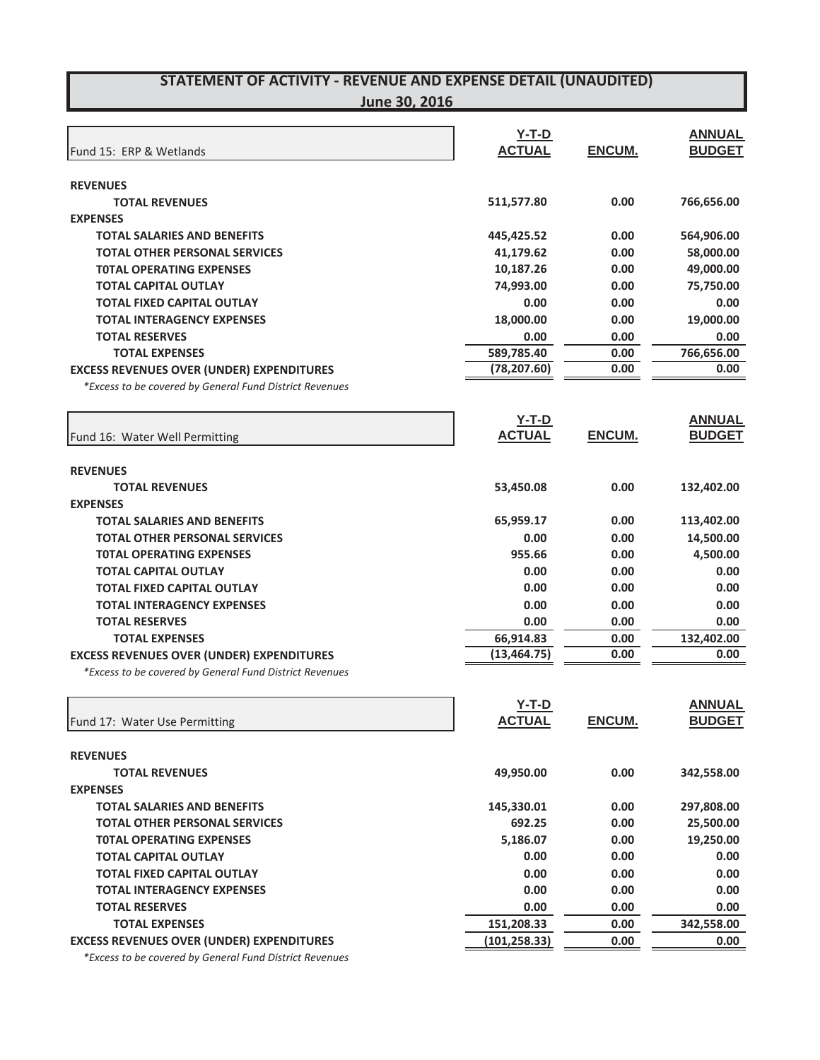# STATEMENT OF ACTIVITY - REVENUE AND EXPENSE DETAIL (UNAUDITED)
## June 30, 2016

| Fund 15: ERP & Wetlands | Y-T-D ACTUAL | ENCUM. | ANNUAL BUDGET |
|---|---|---|---|
| **REVENUES** | | | |
| **TOTAL REVENUES** | 511,577.80 | 0.00 | 766,656.00 |
| **EXPENSES** | | | |
| **TOTAL SALARIES AND BENEFITS** | 445,425.52 | 0.00 | 564,906.00 |
| **TOTAL OTHER PERSONAL SERVICES** | 41,179.62 | 0.00 | 58,000.00 |
| **T0TAL OPERATING EXPENSES** | 10,187.26 | 0.00 | 49,000.00 |
| **TOTAL CAPITAL OUTLAY** | 74,993.00 | 0.00 | 75,750.00 |
| **TOTAL FIXED CAPITAL OUTLAY** | 0.00 | 0.00 | 0.00 |
| **TOTAL INTERAGENCY EXPENSES** | 18,000.00 | 0.00 | 19,000.00 |
| **TOTAL RESERVES** | 0.00 | 0.00 | 0.00 |
| **TOTAL EXPENSES** | 589,785.40 | 0.00 | 766,656.00 |
| **EXCESS REVENUES OVER (UNDER) EXPENDITURES** | (78,207.60) | 0.00 | 0.00 |

*\*Excess to be covered by General Fund District Revenues*

| Fund 16: Water Well Permitting | Y-T-D ACTUAL | ENCUM. | ANNUAL BUDGET |
|---|---|---|---|
| **REVENUES** | | | |
| **TOTAL REVENUES** | 53,450.08 | 0.00 | 132,402.00 |
| **EXPENSES** | | | |
| **TOTAL SALARIES AND BENEFITS** | 65,959.17 | 0.00 | 113,402.00 |
| **TOTAL OTHER PERSONAL SERVICES** | 0.00 | 0.00 | 14,500.00 |
| **T0TAL OPERATING EXPENSES** | 955.66 | 0.00 | 4,500.00 |
| **TOTAL CAPITAL OUTLAY** | 0.00 | 0.00 | 0.00 |
| **TOTAL FIXED CAPITAL OUTLAY** | 0.00 | 0.00 | 0.00 |
| **TOTAL INTERAGENCY EXPENSES** | 0.00 | 0.00 | 0.00 |
| **TOTAL RESERVES** | 0.00 | 0.00 | 0.00 |
| **TOTAL EXPENSES** | 66,914.83 | 0.00 | 132,402.00 |
| **EXCESS REVENUES OVER (UNDER) EXPENDITURES** | (13,464.75) | 0.00 | 0.00 |

*\*Excess to be covered by General Fund District Revenues*

| Fund 17: Water Use Permitting | Y-T-D ACTUAL | ENCUM. | ANNUAL BUDGET |
|---|---|---|---|
| **REVENUES** | | | |
| **TOTAL REVENUES** | 49,950.00 | 0.00 | 342,558.00 |
| **EXPENSES** | | | |
| **TOTAL SALARIES AND BENEFITS** | 145,330.01 | 0.00 | 297,808.00 |
| **TOTAL OTHER PERSONAL SERVICES** | 692.25 | 0.00 | 25,500.00 |
| **T0TAL OPERATING EXPENSES** | 5,186.07 | 0.00 | 19,250.00 |
| **TOTAL CAPITAL OUTLAY** | 0.00 | 0.00 | 0.00 |
| **TOTAL FIXED CAPITAL OUTLAY** | 0.00 | 0.00 | 0.00 |
| **TOTAL INTERAGENCY EXPENSES** | 0.00 | 0.00 | 0.00 |
| **TOTAL RESERVES** | 0.00 | 0.00 | 0.00 |
| **TOTAL EXPENSES** | 151,208.33 | 0.00 | 342,558.00 |
| **EXCESS REVENUES OVER (UNDER) EXPENDITURES** | (101,258.33) | 0.00 | 0.00 |

*\*Excess to be covered by General Fund District Revenues*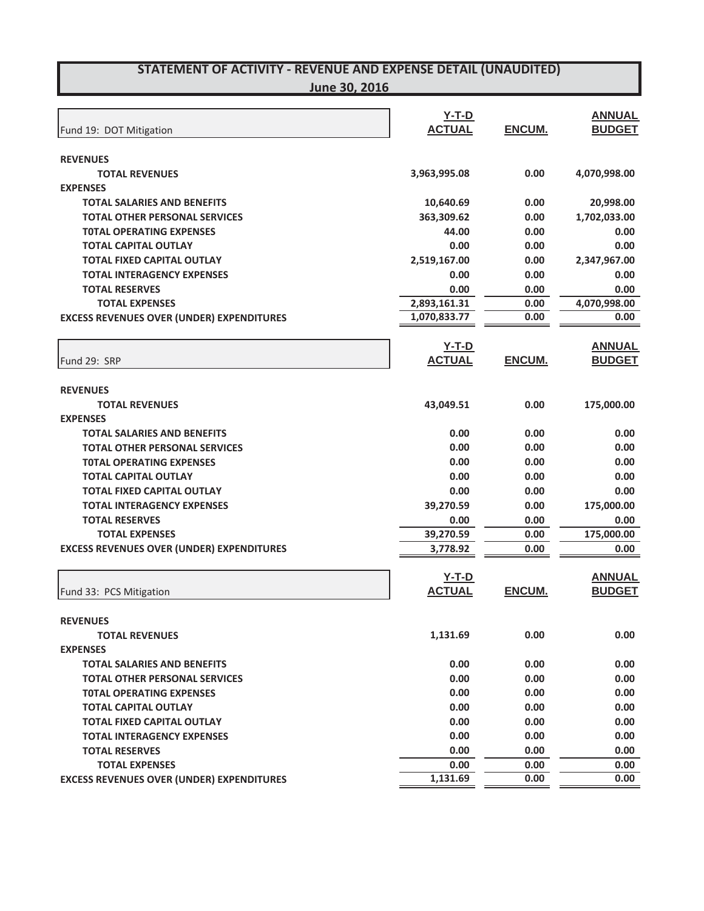# STATEMENT OF ACTIVITY - REVENUE AND EXPENSE DETAIL (UNAUDITED)

## June 30, 2016

| Fund 19: DOT Mitigation | Y-T-D ACTUAL | ENCUM. | ANNUAL BUDGET |
|---|---|---|---|
| **REVENUES** | | | |
| **TOTAL REVENUES** | 3,963,995.08 | 0.00 | 4,070,998.00 |
| **EXPENSES** | | | |
| **TOTAL SALARIES AND BENEFITS** | 10,640.69 | 0.00 | 20,998.00 |
| **TOTAL OTHER PERSONAL SERVICES** | 363,309.62 | 0.00 | 1,702,033.00 |
| **T0TAL OPERATING EXPENSES** | 44.00 | 0.00 | 0.00 |
| **TOTAL CAPITAL OUTLAY** | 0.00 | 0.00 | 0.00 |
| **TOTAL FIXED CAPITAL OUTLAY** | 2,519,167.00 | 0.00 | 2,347,967.00 |
| **TOTAL INTERAGENCY EXPENSES** | 0.00 | 0.00 | 0.00 |
| **TOTAL RESERVES** | 0.00 | 0.00 | 0.00 |
| **TOTAL EXPENSES** | 2,893,161.31 | 0.00 | 4,070,998.00 |
| **EXCESS REVENUES OVER (UNDER) EXPENDITURES** | 1,070,833.77 | 0.00 | 0.00 |

| Fund 29: SRP | Y-T-D ACTUAL | ENCUM. | ANNUAL BUDGET |
|---|---|---|---|
| **REVENUES** | | | |
| **TOTAL REVENUES** | 43,049.51 | 0.00 | 175,000.00 |
| **EXPENSES** | | | |
| **TOTAL SALARIES AND BENEFITS** | 0.00 | 0.00 | 0.00 |
| **TOTAL OTHER PERSONAL SERVICES** | 0.00 | 0.00 | 0.00 |
| **T0TAL OPERATING EXPENSES** | 0.00 | 0.00 | 0.00 |
| **TOTAL CAPITAL OUTLAY** | 0.00 | 0.00 | 0.00 |
| **TOTAL FIXED CAPITAL OUTLAY** | 0.00 | 0.00 | 0.00 |
| **TOTAL INTERAGENCY EXPENSES** | 39,270.59 | 0.00 | 175,000.00 |
| **TOTAL RESERVES** | 0.00 | 0.00 | 0.00 |
| **TOTAL EXPENSES** | 39,270.59 | 0.00 | 175,000.00 |
| **EXCESS REVENUES OVER (UNDER) EXPENDITURES** | 3,778.92 | 0.00 | 0.00 |

| Fund 33: PCS Mitigation | Y-T-D ACTUAL | ENCUM. | ANNUAL BUDGET |
|---|---|---|---|
| **REVENUES** | | | |
| **TOTAL REVENUES** | 1,131.69 | 0.00 | 0.00 |
| **EXPENSES** | | | |
| **TOTAL SALARIES AND BENEFITS** | 0.00 | 0.00 | 0.00 |
| **TOTAL OTHER PERSONAL SERVICES** | 0.00 | 0.00 | 0.00 |
| **T0TAL OPERATING EXPENSES** | 0.00 | 0.00 | 0.00 |
| **TOTAL CAPITAL OUTLAY** | 0.00 | 0.00 | 0.00 |
| **TOTAL FIXED CAPITAL OUTLAY** | 0.00 | 0.00 | 0.00 |
| **TOTAL INTERAGENCY EXPENSES** | 0.00 | 0.00 | 0.00 |
| **TOTAL RESERVES** | 0.00 | 0.00 | 0.00 |
| **TOTAL EXPENSES** | 0.00 | 0.00 | 0.00 |
| **EXCESS REVENUES OVER (UNDER) EXPENDITURES** | 1,131.69 | 0.00 | 0.00 |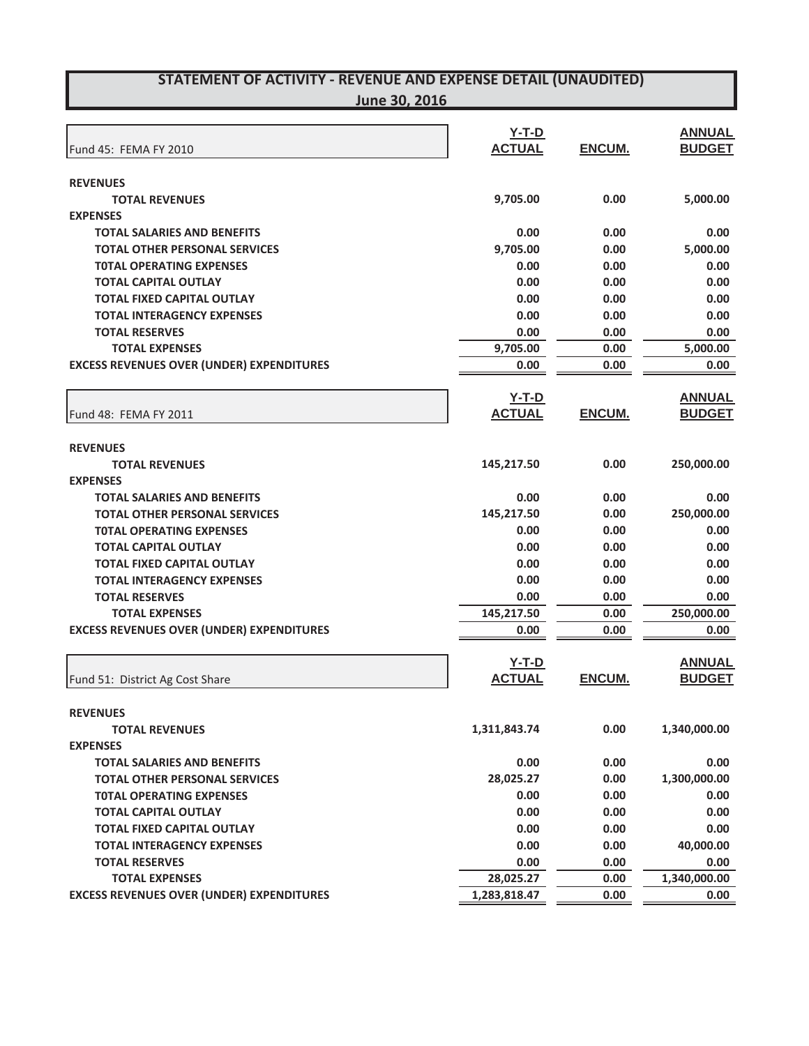# STATEMENT OF ACTIVITY - REVENUE AND EXPENSE DETAIL (UNAUDITED)
## June 30, 2016

| Fund 45: FEMA FY 2010 | Y-T-D ACTUAL | ENCUM. | ANNUAL BUDGET |
|---|---|---|---|
| **REVENUES** | | | |
| **TOTAL REVENUES** | 9,705.00 | 0.00 | 5,000.00 |
| **EXPENSES** | | | |
| **TOTAL SALARIES AND BENEFITS** | 0.00 | 0.00 | 0.00 |
| **TOTAL OTHER PERSONAL SERVICES** | 9,705.00 | 0.00 | 5,000.00 |
| **T0TAL OPERATING EXPENSES** | 0.00 | 0.00 | 0.00 |
| **TOTAL CAPITAL OUTLAY** | 0.00 | 0.00 | 0.00 |
| **TOTAL FIXED CAPITAL OUTLAY** | 0.00 | 0.00 | 0.00 |
| **TOTAL INTERAGENCY EXPENSES** | 0.00 | 0.00 | 0.00 |
| **TOTAL RESERVES** | 0.00 | 0.00 | 0.00 |
| **TOTAL EXPENSES** | 9,705.00 | 0.00 | 5,000.00 |
| **EXCESS REVENUES OVER (UNDER) EXPENDITURES** | 0.00 | 0.00 | 0.00 |

| Fund 48: FEMA FY 2011 | Y-T-D ACTUAL | ENCUM. | ANNUAL BUDGET |
|---|---|---|---|
| **REVENUES** | | | |
| **TOTAL REVENUES** | 145,217.50 | 0.00 | 250,000.00 |
| **EXPENSES** | | | |
| **TOTAL SALARIES AND BENEFITS** | 0.00 | 0.00 | 0.00 |
| **TOTAL OTHER PERSONAL SERVICES** | 145,217.50 | 0.00 | 250,000.00 |
| **T0TAL OPERATING EXPENSES** | 0.00 | 0.00 | 0.00 |
| **TOTAL CAPITAL OUTLAY** | 0.00 | 0.00 | 0.00 |
| **TOTAL FIXED CAPITAL OUTLAY** | 0.00 | 0.00 | 0.00 |
| **TOTAL INTERAGENCY EXPENSES** | 0.00 | 0.00 | 0.00 |
| **TOTAL RESERVES** | 0.00 | 0.00 | 0.00 |
| **TOTAL EXPENSES** | 145,217.50 | 0.00 | 250,000.00 |
| **EXCESS REVENUES OVER (UNDER) EXPENDITURES** | 0.00 | 0.00 | 0.00 |

| Fund 51: District Ag Cost Share | Y-T-D ACTUAL | ENCUM. | ANNUAL BUDGET |
|---|---|---|---|
| **REVENUES** | | | |
| **TOTAL REVENUES** | 1,311,843.74 | 0.00 | 1,340,000.00 |
| **EXPENSES** | | | |
| **TOTAL SALARIES AND BENEFITS** | 0.00 | 0.00 | 0.00 |
| **TOTAL OTHER PERSONAL SERVICES** | 28,025.27 | 0.00 | 1,300,000.00 |
| **T0TAL OPERATING EXPENSES** | 0.00 | 0.00 | 0.00 |
| **TOTAL CAPITAL OUTLAY** | 0.00 | 0.00 | 0.00 |
| **TOTAL FIXED CAPITAL OUTLAY** | 0.00 | 0.00 | 0.00 |
| **TOTAL INTERAGENCY EXPENSES** | 0.00 | 0.00 | 40,000.00 |
| **TOTAL RESERVES** | 0.00 | 0.00 | 0.00 |
| **TOTAL EXPENSES** | 28,025.27 | 0.00 | 1,340,000.00 |
| **EXCESS REVENUES OVER (UNDER) EXPENDITURES** | 1,283,818.47 | 0.00 | 0.00 |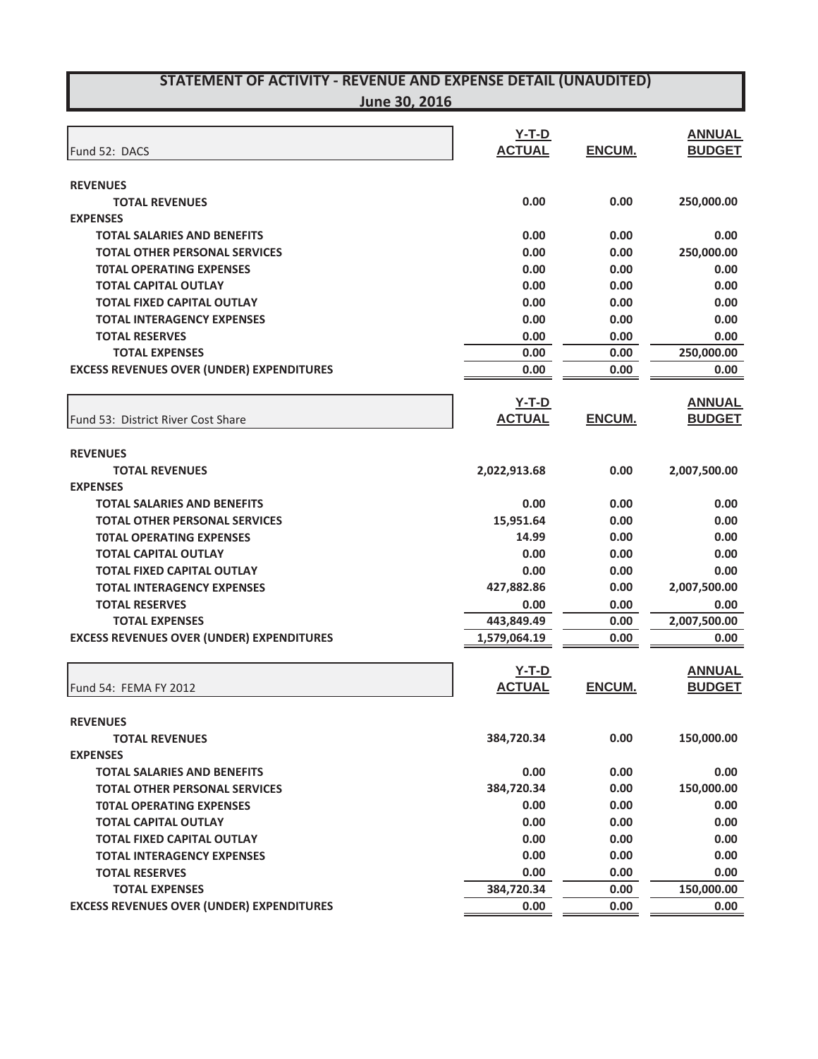# STATEMENT OF ACTIVITY - REVENUE AND EXPENSE DETAIL (UNAUDITED)

## June 30, 2016

| Fund 52: DACS | Y-T-D ACTUAL | ENCUM. | ANNUAL BUDGET |
|---|---|---|---|
| **REVENUES** | | | |
| **TOTAL REVENUES** | 0.00 | 0.00 | 250,000.00 |
| **EXPENSES** | | | |
| **TOTAL SALARIES AND BENEFITS** | 0.00 | 0.00 | 0.00 |
| **TOTAL OTHER PERSONAL SERVICES** | 0.00 | 0.00 | 250,000.00 |
| **TOTAL OPERATING EXPENSES** | 0.00 | 0.00 | 0.00 |
| **TOTAL CAPITAL OUTLAY** | 0.00 | 0.00 | 0.00 |
| **TOTAL FIXED CAPITAL OUTLAY** | 0.00 | 0.00 | 0.00 |
| **TOTAL INTERAGENCY EXPENSES** | 0.00 | 0.00 | 0.00 |
| **TOTAL RESERVES** | 0.00 | 0.00 | 0.00 |
| **TOTAL EXPENSES** | 0.00 | 0.00 | 250,000.00 |
| **EXCESS REVENUES OVER (UNDER) EXPENDITURES** | 0.00 | 0.00 | 0.00 |

| Fund 53: District River Cost Share | Y-T-D ACTUAL | ENCUM. | ANNUAL BUDGET |
|---|---|---|---|
| **REVENUES** | | | |
| **TOTAL REVENUES** | 2,022,913.68 | 0.00 | 2,007,500.00 |
| **EXPENSES** | | | |
| **TOTAL SALARIES AND BENEFITS** | 0.00 | 0.00 | 0.00 |
| **TOTAL OTHER PERSONAL SERVICES** | 15,951.64 | 0.00 | 0.00 |
| **TOTAL OPERATING EXPENSES** | 14.99 | 0.00 | 0.00 |
| **TOTAL CAPITAL OUTLAY** | 0.00 | 0.00 | 0.00 |
| **TOTAL FIXED CAPITAL OUTLAY** | 0.00 | 0.00 | 0.00 |
| **TOTAL INTERAGENCY EXPENSES** | 427,882.86 | 0.00 | 2,007,500.00 |
| **TOTAL RESERVES** | 0.00 | 0.00 | 0.00 |
| **TOTAL EXPENSES** | 443,849.49 | 0.00 | 2,007,500.00 |
| **EXCESS REVENUES OVER (UNDER) EXPENDITURES** | 1,579,064.19 | 0.00 | 0.00 |

| Fund 54: FEMA FY 2012 | Y-T-D ACTUAL | ENCUM. | ANNUAL BUDGET |
|---|---|---|---|
| **REVENUES** | | | |
| **TOTAL REVENUES** | 384,720.34 | 0.00 | 150,000.00 |
| **EXPENSES** | | | |
| **TOTAL SALARIES AND BENEFITS** | 0.00 | 0.00 | 0.00 |
| **TOTAL OTHER PERSONAL SERVICES** | 384,720.34 | 0.00 | 150,000.00 |
| **TOTAL OPERATING EXPENSES** | 0.00 | 0.00 | 0.00 |
| **TOTAL CAPITAL OUTLAY** | 0.00 | 0.00 | 0.00 |
| **TOTAL FIXED CAPITAL OUTLAY** | 0.00 | 0.00 | 0.00 |
| **TOTAL INTERAGENCY EXPENSES** | 0.00 | 0.00 | 0.00 |
| **TOTAL RESERVES** | 0.00 | 0.00 | 0.00 |
| **TOTAL EXPENSES** | 384,720.34 | 0.00 | 150,000.00 |
| **EXCESS REVENUES OVER (UNDER) EXPENDITURES** | 0.00 | 0.00 | 0.00 |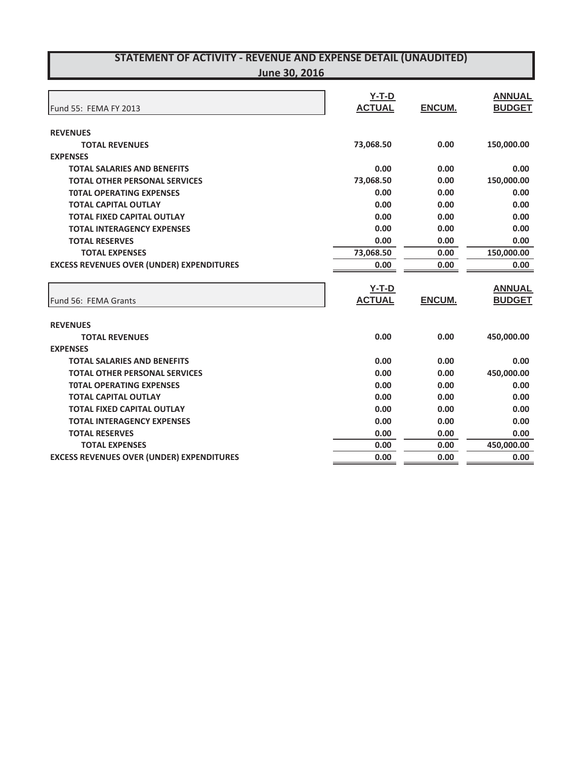# STATEMENT OF ACTIVITY - REVENUE AND EXPENSE DETAIL (UNAUDITED)

## June 30, 2016

| Fund 55: FEMA FY 2013 | Y-T-D ACTUAL | ENCUM. | ANNUAL BUDGET |
|---|---|---|---|
| **REVENUES** | | | |
| **TOTAL REVENUES** | 73,068.50 | 0.00 | 150,000.00 |
| **EXPENSES** | | | |
| **TOTAL SALARIES AND BENEFITS** | 0.00 | 0.00 | 0.00 |
| **TOTAL OTHER PERSONAL SERVICES** | 73,068.50 | 0.00 | 150,000.00 |
| **T0TAL OPERATING EXPENSES** | 0.00 | 0.00 | 0.00 |
| **TOTAL CAPITAL OUTLAY** | 0.00 | 0.00 | 0.00 |
| **TOTAL FIXED CAPITAL OUTLAY** | 0.00 | 0.00 | 0.00 |
| **TOTAL INTERAGENCY EXPENSES** | 0.00 | 0.00 | 0.00 |
| **TOTAL RESERVES** | 0.00 | 0.00 | 0.00 |
| **TOTAL EXPENSES** | 73,068.50 | 0.00 | 150,000.00 |
| **EXCESS REVENUES OVER (UNDER) EXPENDITURES** | 0.00 | 0.00 | 0.00 |

| Fund 56: FEMA Grants | Y-T-D ACTUAL | ENCUM. | ANNUAL BUDGET |
|---|---|---|---|
| **REVENUES** | | | |
| **TOTAL REVENUES** | 0.00 | 0.00 | 450,000.00 |
| **EXPENSES** | | | |
| **TOTAL SALARIES AND BENEFITS** | 0.00 | 0.00 | 0.00 |
| **TOTAL OTHER PERSONAL SERVICES** | 0.00 | 0.00 | 450,000.00 |
| **T0TAL OPERATING EXPENSES** | 0.00 | 0.00 | 0.00 |
| **TOTAL CAPITAL OUTLAY** | 0.00 | 0.00 | 0.00 |
| **TOTAL FIXED CAPITAL OUTLAY** | 0.00 | 0.00 | 0.00 |
| **TOTAL INTERAGENCY EXPENSES** | 0.00 | 0.00 | 0.00 |
| **TOTAL RESERVES** | 0.00 | 0.00 | 0.00 |
| **TOTAL EXPENSES** | 0.00 | 0.00 | 450,000.00 |
| **EXCESS REVENUES OVER (UNDER) EXPENDITURES** | 0.00 | 0.00 | 0.00 |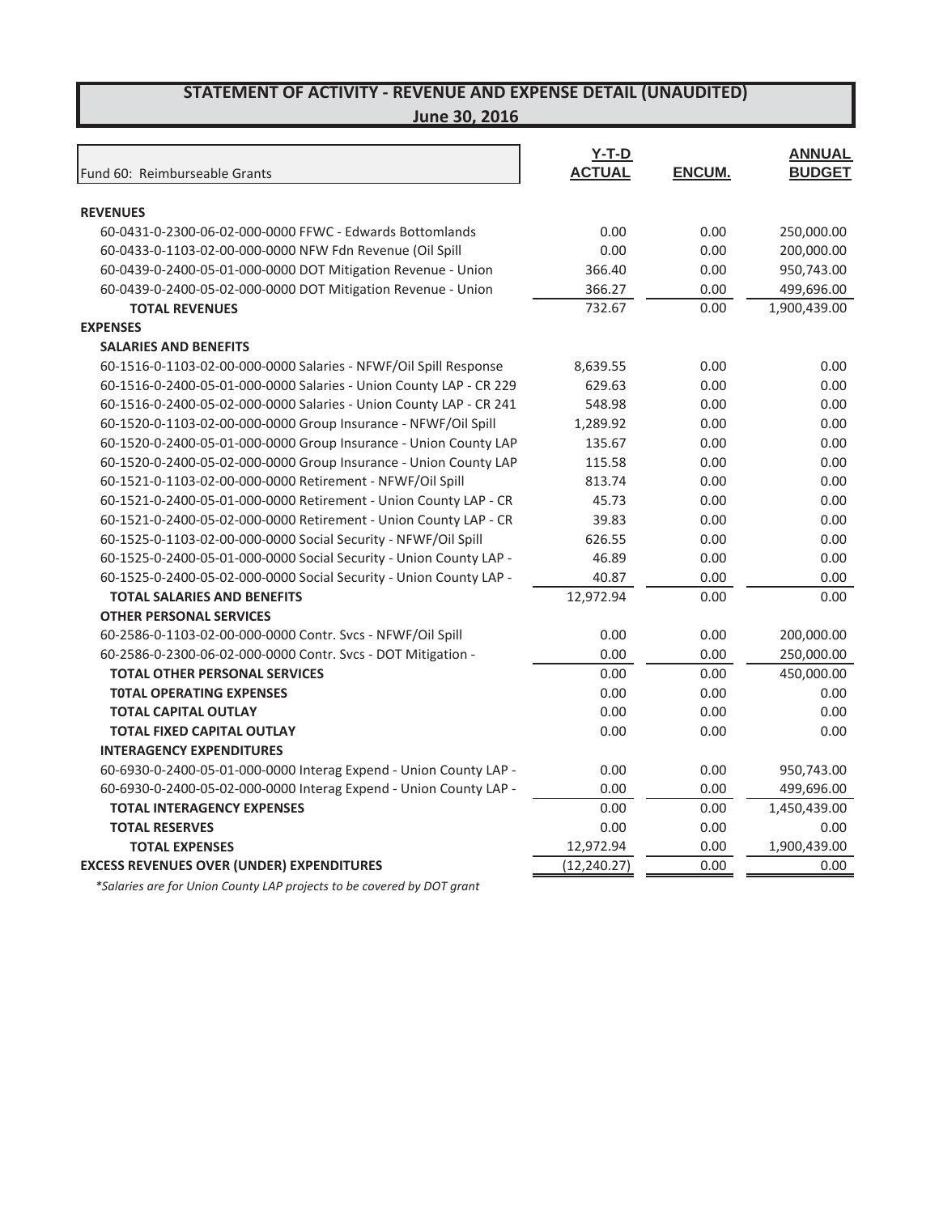# STATEMENT OF ACTIVITY - REVENUE AND EXPENSE DETAIL (UNAUDITED)

## June 30, 2016

| Fund 60: Reimburseable Grants | Y-T-D ACTUAL | ENCUM. | ANNUAL BUDGET |
|---|---|---|---|
| **REVENUES** | | | |
| 60-0431-0-2300-06-02-000-0000 FFWC - Edwards Bottomlands | 0.00 | 0.00 | 250,000.00 |
| 60-0433-0-1103-02-00-000-0000 NFW Fdn Revenue (Oil Spill | 0.00 | 0.00 | 200,000.00 |
| 60-0439-0-2400-05-01-000-0000 DOT Mitigation Revenue - Union | 366.40 | 0.00 | 950,743.00 |
| 60-0439-0-2400-05-02-000-0000 DOT Mitigation Revenue - Union | 366.27 | 0.00 | 499,696.00 |
| **TOTAL REVENUES** | 732.67 | 0.00 | 1,900,439.00 |
| **EXPENSES** | | | |
| **SALARIES AND BENEFITS** | | | |
| 60-1516-0-1103-02-00-000-0000 Salaries - NFWF/Oil Spill Response | 8,639.55 | 0.00 | 0.00 |
| 60-1516-0-2400-05-01-000-0000 Salaries - Union County LAP - CR 229 | 629.63 | 0.00 | 0.00 |
| 60-1516-0-2400-05-02-000-0000 Salaries - Union County LAP - CR 241 | 548.98 | 0.00 | 0.00 |
| 60-1520-0-1103-02-00-000-0000 Group Insurance - NFWF/Oil Spill | 1,289.92 | 0.00 | 0.00 |
| 60-1520-0-2400-05-01-000-0000 Group Insurance - Union County LAP | 135.67 | 0.00 | 0.00 |
| 60-1520-0-2400-05-02-000-0000 Group Insurance - Union County LAP | 115.58 | 0.00 | 0.00 |
| 60-1521-0-1103-02-00-000-0000 Retirement - NFWF/Oil Spill | 813.74 | 0.00 | 0.00 |
| 60-1521-0-2400-05-01-000-0000 Retirement - Union County LAP - CR | 45.73 | 0.00 | 0.00 |
| 60-1521-0-2400-05-02-000-0000 Retirement - Union County LAP - CR | 39.83 | 0.00 | 0.00 |
| 60-1525-0-1103-02-00-000-0000 Social Security - NFWF/Oil Spill | 626.55 | 0.00 | 0.00 |
| 60-1525-0-2400-05-01-000-0000 Social Security - Union County LAP - | 46.89 | 0.00 | 0.00 |
| 60-1525-0-2400-05-02-000-0000 Social Security - Union County LAP - | 40.87 | 0.00 | 0.00 |
| **TOTAL SALARIES AND BENEFITS** | 12,972.94 | 0.00 | 0.00 |
| **OTHER PERSONAL SERVICES** | | | |
| 60-2586-0-1103-02-00-000-0000 Contr. Svcs - NFWF/Oil Spill | 0.00 | 0.00 | 200,000.00 |
| 60-2586-0-2300-06-02-000-0000 Contr. Svcs - DOT Mitigation - | 0.00 | 0.00 | 250,000.00 |
| **TOTAL OTHER PERSONAL SERVICES** | 0.00 | 0.00 | 450,000.00 |
| **T0TAL OPERATING EXPENSES** | 0.00 | 0.00 | 0.00 |
| **TOTAL CAPITAL OUTLAY** | 0.00 | 0.00 | 0.00 |
| **TOTAL FIXED CAPITAL OUTLAY** | 0.00 | 0.00 | 0.00 |
| **INTERAGENCY EXPENDITURES** | | | |
| 60-6930-0-2400-05-01-000-0000 Interag Expend - Union County LAP - | 0.00 | 0.00 | 950,743.00 |
| 60-6930-0-2400-05-02-000-0000 Interag Expend - Union County LAP - | 0.00 | 0.00 | 499,696.00 |
| **TOTAL INTERAGENCY EXPENSES** | 0.00 | 0.00 | 1,450,439.00 |
| **TOTAL RESERVES** | 0.00 | 0.00 | 0.00 |
| **TOTAL EXPENSES** | 12,972.94 | 0.00 | 1,900,439.00 |
| **EXCESS REVENUES OVER (UNDER) EXPENDITURES** | (12,240.27) | 0.00 | 0.00 |

*\*Salaries are for Union County LAP projects to be covered by DOT grant*